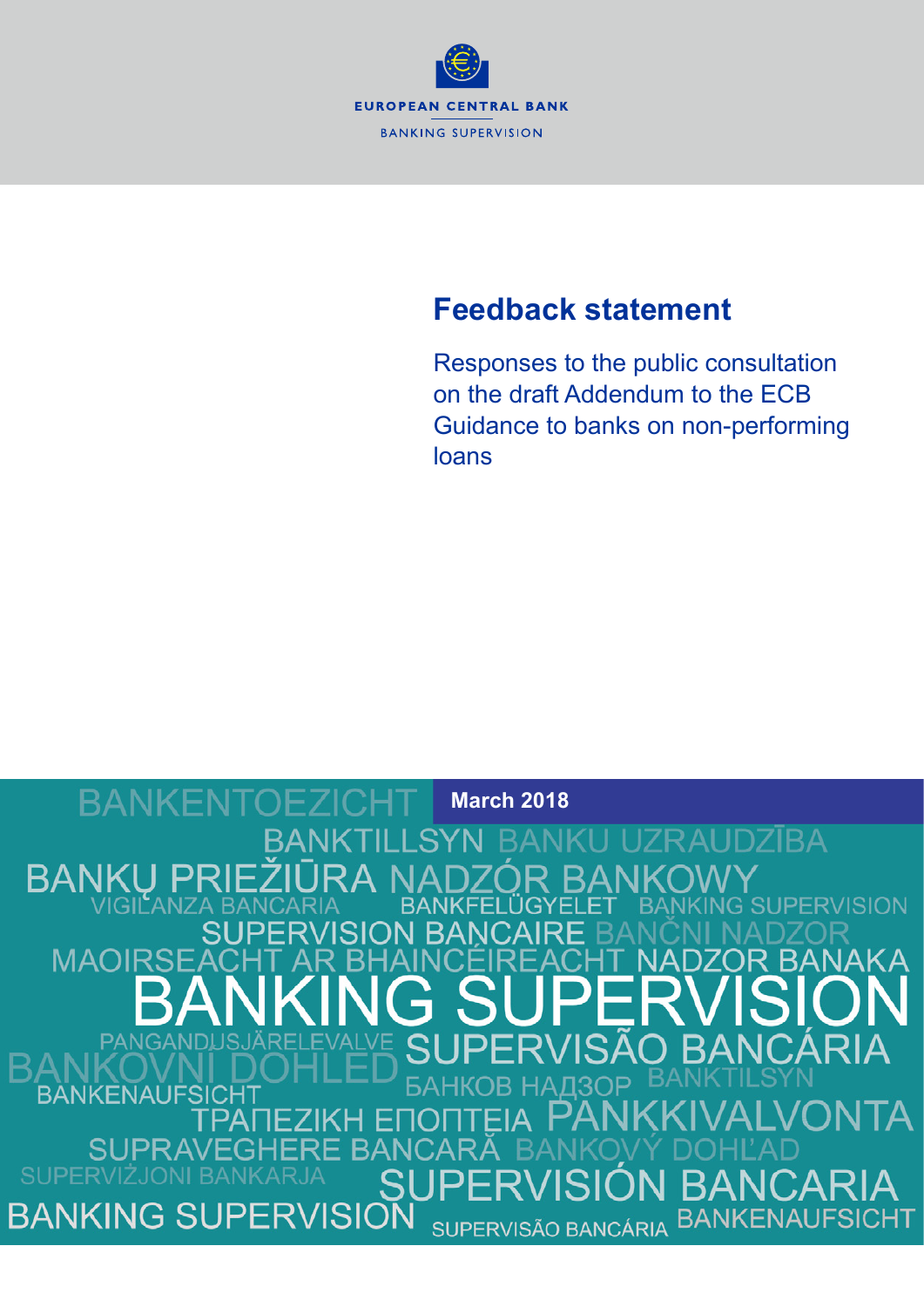EUROPEAN CENTRAL BANK

BANKING SUPERVISION

# Feedback statement

Responses to the public consultation on the draft Addendum to the ECB Guidance to banks on non-performing loans

March 2018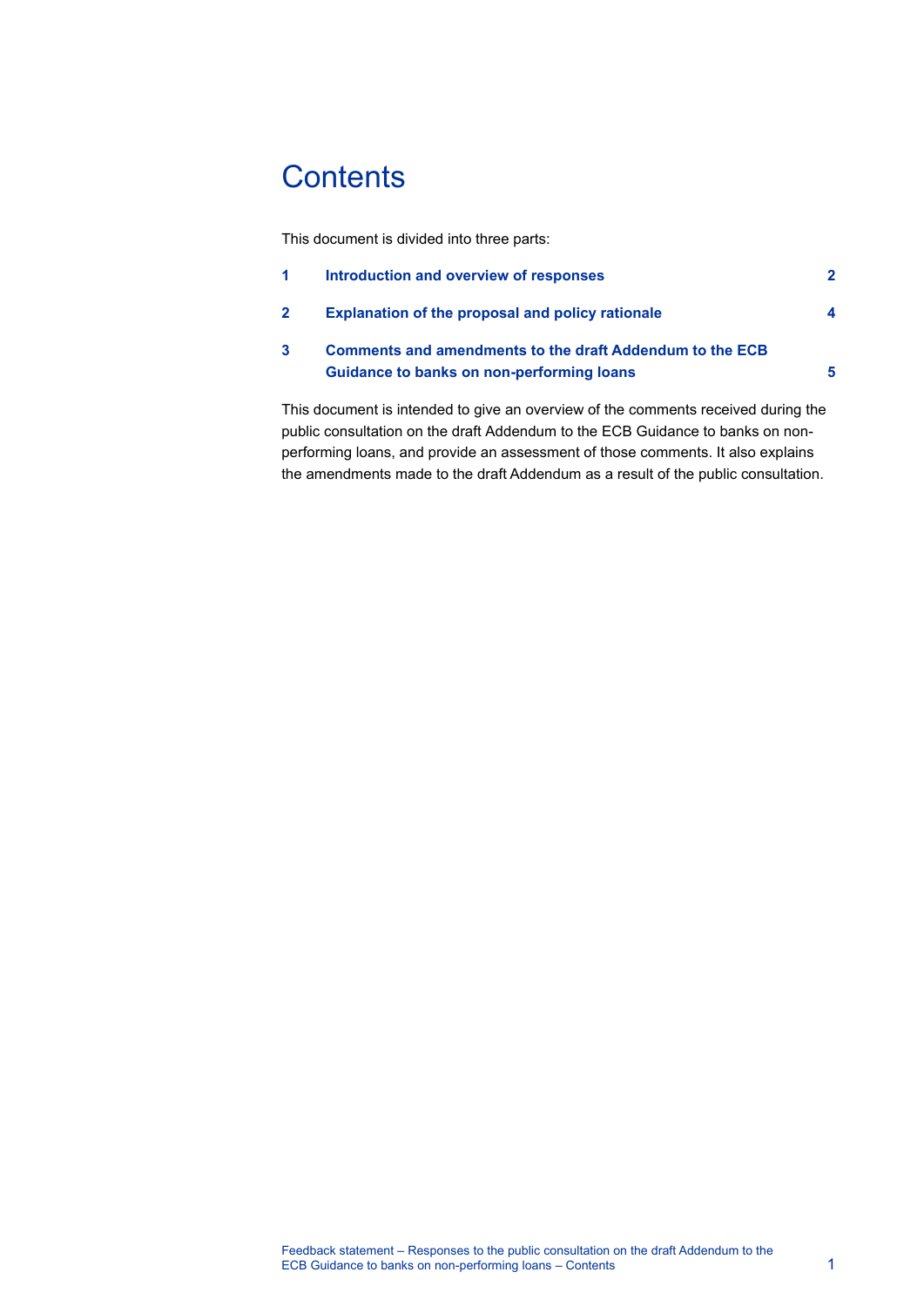# Contents

This document is divided into three parts:

| | | |
|---|---|---|
| **1** | **Introduction and overview of responses** | **2** |
| **2** | **Explanation of the proposal and policy rationale** | **4** |
| **3** | **Comments and amendments to the draft Addendum to the ECB Guidance to banks on non-performing loans** | **5** |

This document is intended to give an overview of the comments received during the public consultation on the draft Addendum to the ECB Guidance to banks on non-performing loans, and provide an assessment of those comments. It also explains the amendments made to the draft Addendum as a result of the public consultation.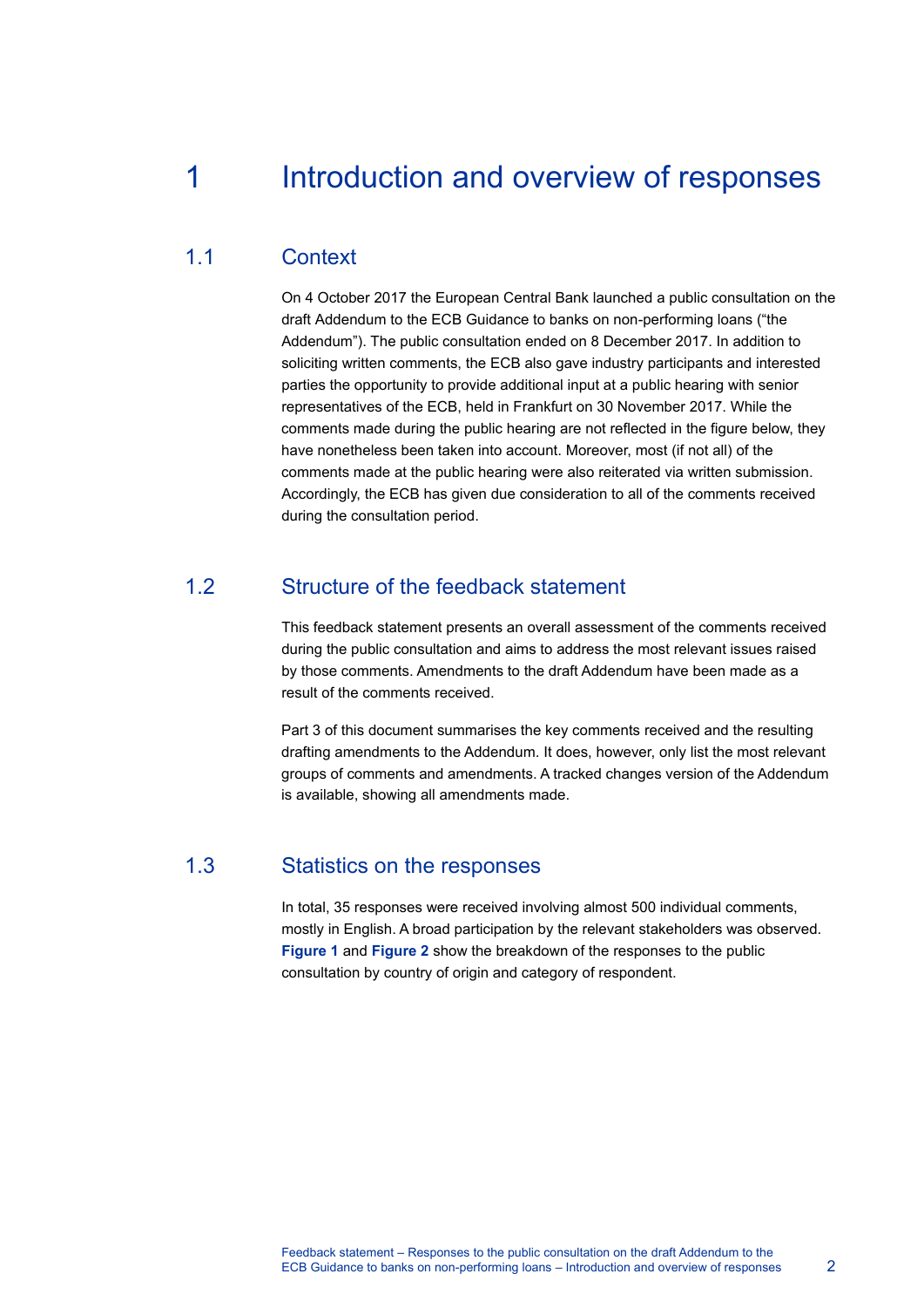# 1 Introduction and overview of responses

## 1.1 Context

On 4 October 2017 the European Central Bank launched a public consultation on the draft Addendum to the ECB Guidance to banks on non-performing loans ("the Addendum"). The public consultation ended on 8 December 2017. In addition to soliciting written comments, the ECB also gave industry participants and interested parties the opportunity to provide additional input at a public hearing with senior representatives of the ECB, held in Frankfurt on 30 November 2017. While the comments made during the public hearing are not reflected in the figure below, they have nonetheless been taken into account. Moreover, most (if not all) of the comments made at the public hearing were also reiterated via written submission. Accordingly, the ECB has given due consideration to all of the comments received during the consultation period.

## 1.2 Structure of the feedback statement

This feedback statement presents an overall assessment of the comments received during the public consultation and aims to address the most relevant issues raised by those comments. Amendments to the draft Addendum have been made as a result of the comments received.

Part 3 of this document summarises the key comments received and the resulting drafting amendments to the Addendum. It does, however, only list the most relevant groups of comments and amendments. A tracked changes version of the Addendum is available, showing all amendments made.

## 1.3 Statistics on the responses

In total, 35 responses were received involving almost 500 individual comments, mostly in English. A broad participation by the relevant stakeholders was observed. **Figure 1** and **Figure 2** show the breakdown of the responses to the public consultation by country of origin and category of respondent.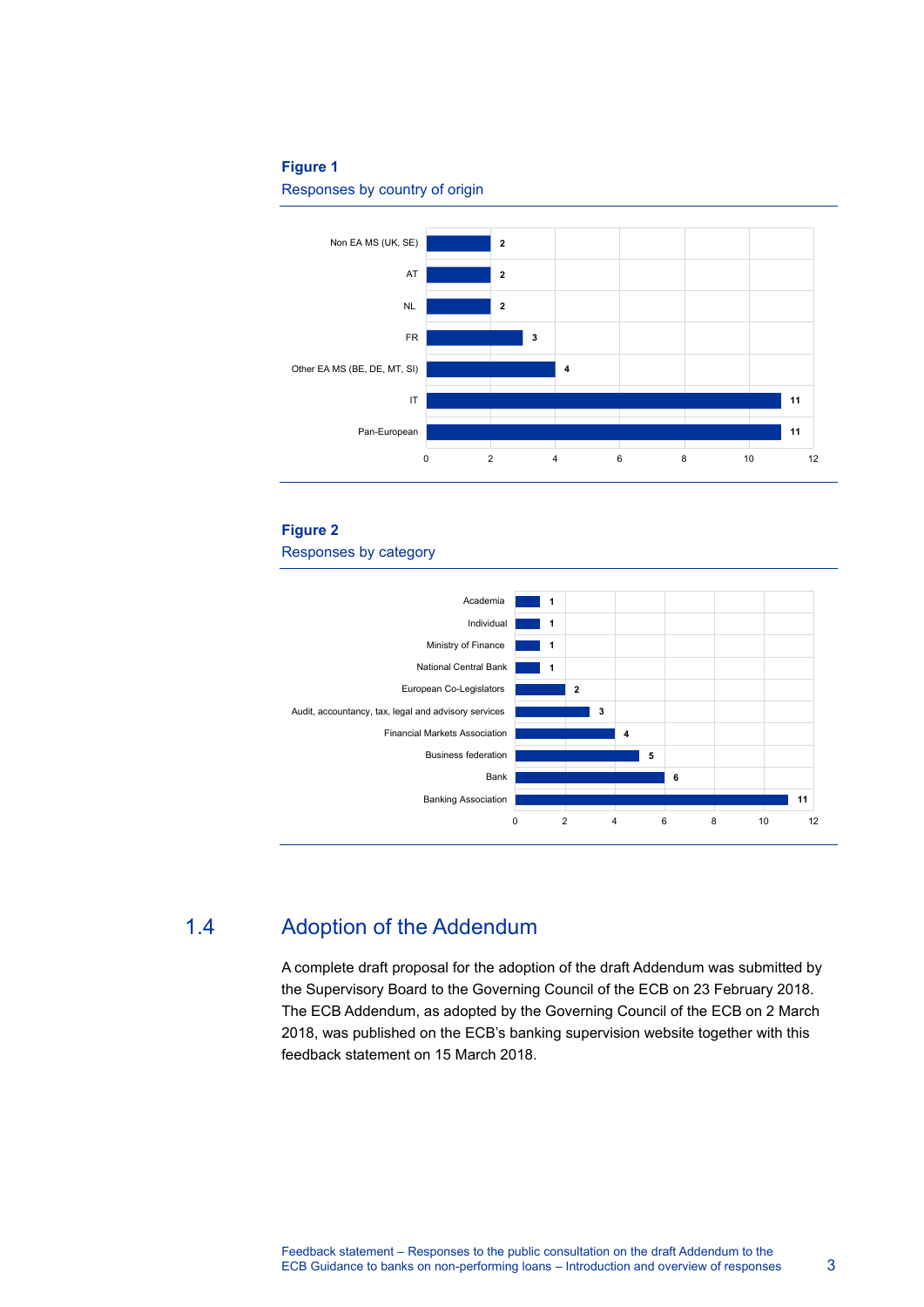**Figure 1**
Responses by country of origin

Non EA MS (UK, SE) 2
AT 2
NL 2
FR 3
Other EA MS (BE, DE, MT, SI) 4
IT 11
Pan-European 11

0 2 4 6 8 10 12

**Figure 2**
Responses by category

Academia 1
Individual 1
Ministry of Finance 1
National Central Bank 1
European Co-Legislators 2
Audit, accountancy, tax, legal and advisory services 3
Financial Markets Association 4
Business federation 5
Bank 6
Banking Association 11

0 2 4 6 8 10 12

## 1.4 Adoption of the Addendum

A complete draft proposal for the adoption of the draft Addendum was submitted by the Supervisory Board to the Governing Council of the ECB on 23 February 2018. The ECB Addendum, as adopted by the Governing Council of the ECB on 2 March 2018, was published on the ECB's banking supervision website together with this feedback statement on 15 March 2018.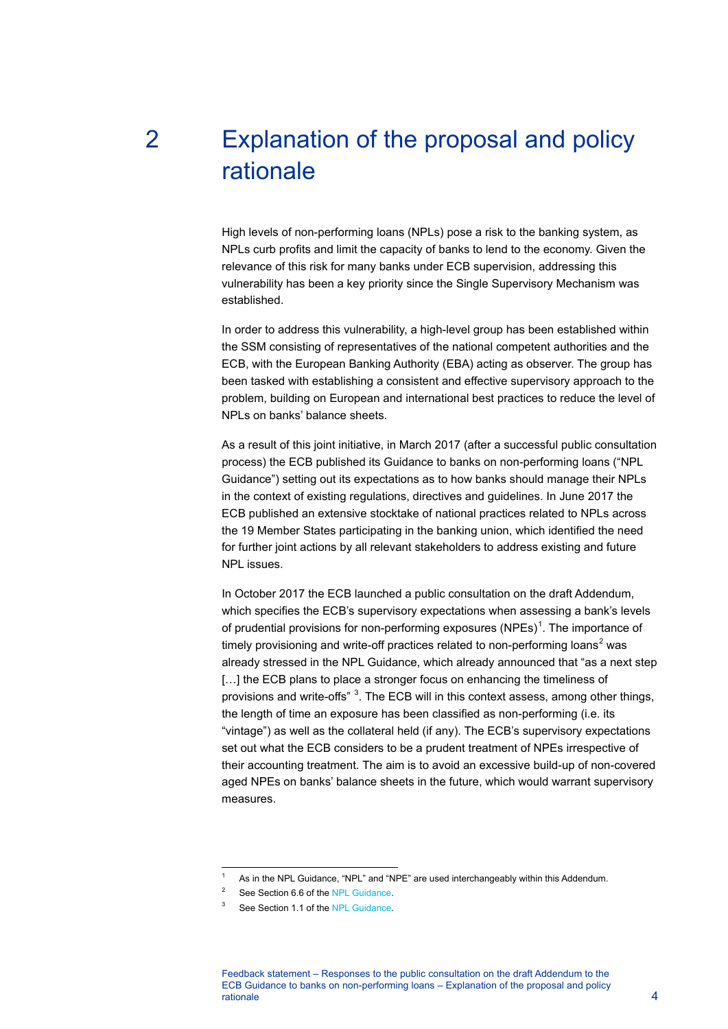# 2 Explanation of the proposal and policy rationale

High levels of non-performing loans (NPLs) pose a risk to the banking system, as NPLs curb profits and limit the capacity of banks to lend to the economy. Given the relevance of this risk for many banks under ECB supervision, addressing this vulnerability has been a key priority since the Single Supervisory Mechanism was established.

In order to address this vulnerability, a high-level group has been established within the SSM consisting of representatives of the national competent authorities and the ECB, with the European Banking Authority (EBA) acting as observer. The group has been tasked with establishing a consistent and effective supervisory approach to the problem, building on European and international best practices to reduce the level of NPLs on banks' balance sheets.

As a result of this joint initiative, in March 2017 (after a successful public consultation process) the ECB published its Guidance to banks on non-performing loans ("NPL Guidance") setting out its expectations as to how banks should manage their NPLs in the context of existing regulations, directives and guidelines. In June 2017 the ECB published an extensive stocktake of national practices related to NPLs across the 19 Member States participating in the banking union, which identified the need for further joint actions by all relevant stakeholders to address existing and future NPL issues.

In October 2017 the ECB launched a public consultation on the draft Addendum, which specifies the ECB's supervisory expectations when assessing a bank's levels of prudential provisions for non-performing exposures (NPEs)[1]. The importance of timely provisioning and write-off practices related to non-performing loans[2] was already stressed in the NPL Guidance, which already announced that "as a next step […] the ECB plans to place a stronger focus on enhancing the timeliness of provisions and write-offs" [3]. The ECB will in this context assess, among other things, the length of time an exposure has been classified as non-performing (i.e. its "vintage") as well as the collateral held (if any). The ECB's supervisory expectations set out what the ECB considers to be a prudent treatment of NPEs irrespective of their accounting treatment. The aim is to avoid an excessive build-up of non-covered aged NPEs on banks' balance sheets in the future, which would warrant supervisory measures.

[1] As in the NPL Guidance, "NPL" and "NPE" are used interchangeably within this Addendum.

[2] See Section 6.6 of the NPL Guidance.

[3] See Section 1.1 of the NPL Guidance.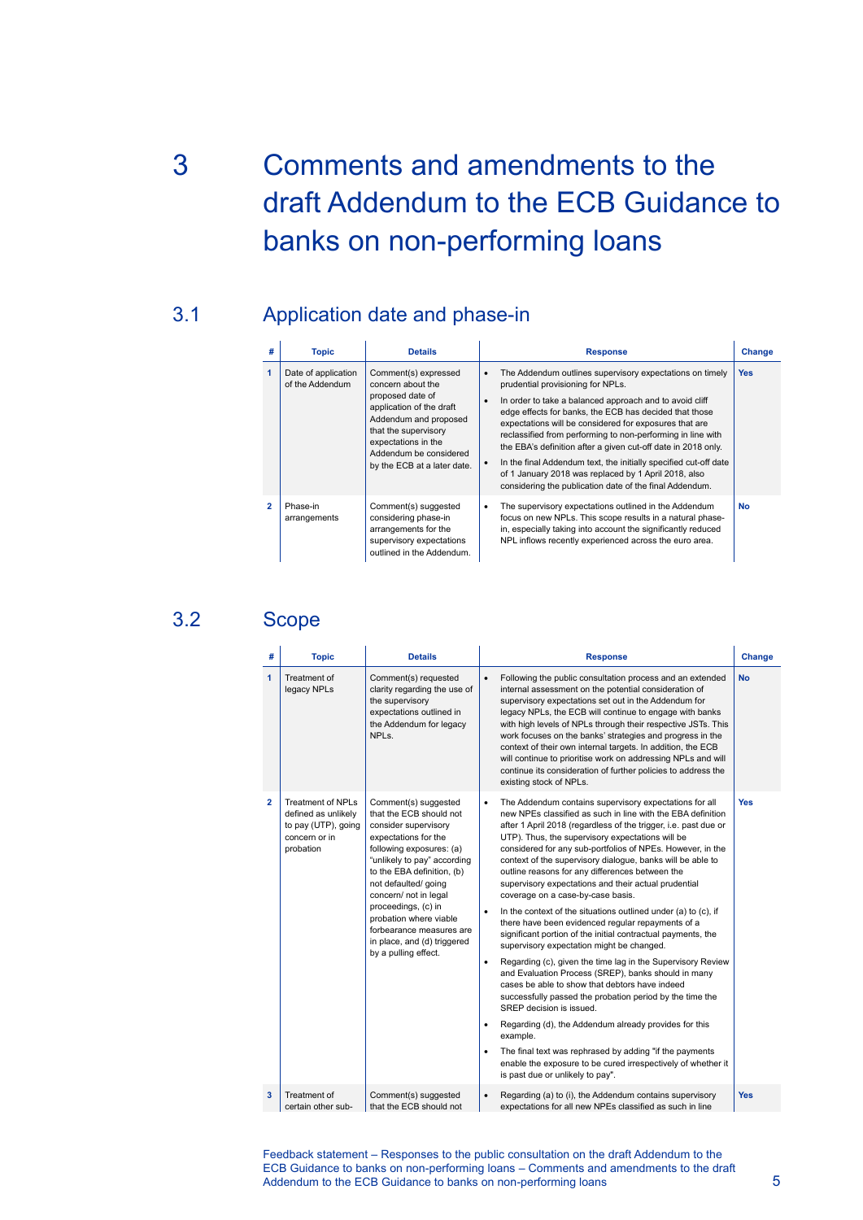# 3 Comments and amendments to the draft Addendum to the ECB Guidance to banks on non-performing loans

## 3.1 Application date and phase-in

| # | Topic | Details | Response | Change |
|---|---|---|---|---|
| 1 | Date of application of the Addendum | Comment(s) expressed concern about the proposed date of application of the draft Addendum and proposed that the supervisory expectations in the Addendum be considered by the ECB at a later date. | • The Addendum outlines supervisory expectations on timely prudential provisioning for NPLs.<br>• In order to take a balanced approach and to avoid cliff edge effects for banks, the ECB has decided that those expectations will be considered for exposures that are reclassified from performing to non-performing in line with the EBA's definition after a given cut-off date in 2018 only.<br>• In the final Addendum text, the initially specified cut-off date of 1 January 2018 was replaced by 1 April 2018, also considering the publication date of the final Addendum. | Yes |
| 2 | Phase-in arrangements | Comment(s) suggested considering phase-in arrangements for the supervisory expectations outlined in the Addendum. | • The supervisory expectations outlined in the Addendum focus on new NPLs. This scope results in a natural phase-in, especially taking into account the significantly reduced NPL inflows recently experienced across the euro area. | No |

## 3.2 Scope

| # | Topic | Details | Response | Change |
|---|---|---|---|---|
| 1 | Treatment of legacy NPLs | Comment(s) requested clarity regarding the use of the supervisory expectations outlined in the Addendum for legacy NPLs. | • Following the public consultation process and an extended internal assessment on the potential consideration of supervisory expectations set out in the Addendum for legacy NPLs, the ECB will continue to engage with banks with high levels of NPLs through their respective JSTs. This work focuses on the banks' strategies and progress in the context of their own internal targets. In addition, the ECB will continue to prioritise work on addressing NPLs and will continue its consideration of further policies to address the existing stock of NPLs. | No |
| 2 | Treatment of NPLs defined as unlikely to pay (UTP), going concern or in probation | Comment(s) suggested that the ECB should not consider supervisory expectations for the following exposures: (a) "unlikely to pay" according to the EBA definition, (b) not defaulted/ going concern/ not in legal proceedings, (c) in probation where viable forbearance measures are in place, and (d) triggered by a pulling effect. | • The Addendum contains supervisory expectations for all new NPEs classified as such in line with the EBA definition after 1 April 2018 (regardless of the trigger, i.e. past due or UTP). Thus, the supervisory expectations will be considered for any sub-portfolios of NPEs. However, in the context of the supervisory dialogue, banks will be able to outline reasons for any differences between the supervisory expectations and their actual prudential coverage on a case-by-case basis.<br>• In the context of the situations outlined under (a) to (c), if there have been evidenced regular repayments of a significant portion of the initial contractual payments, the supervisory expectation might be changed.<br>• Regarding (c), given the time lag in the Supervisory Review and Evaluation Process (SREP), banks should in many cases be able to show that debtors have indeed successfully passed the probation period by the time the SREP decision is issued.<br>• Regarding (d), the Addendum already provides for this example.<br>• The final text was rephrased by adding "if the payments enable the exposure to be cured irrespectively of whether it is past due or unlikely to pay". | Yes |
| 3 | Treatment of certain other sub- | Comment(s) suggested that the ECB should not | • Regarding (a) to (i), the Addendum contains supervisory expectations for all new NPEs classified as such in line | Yes |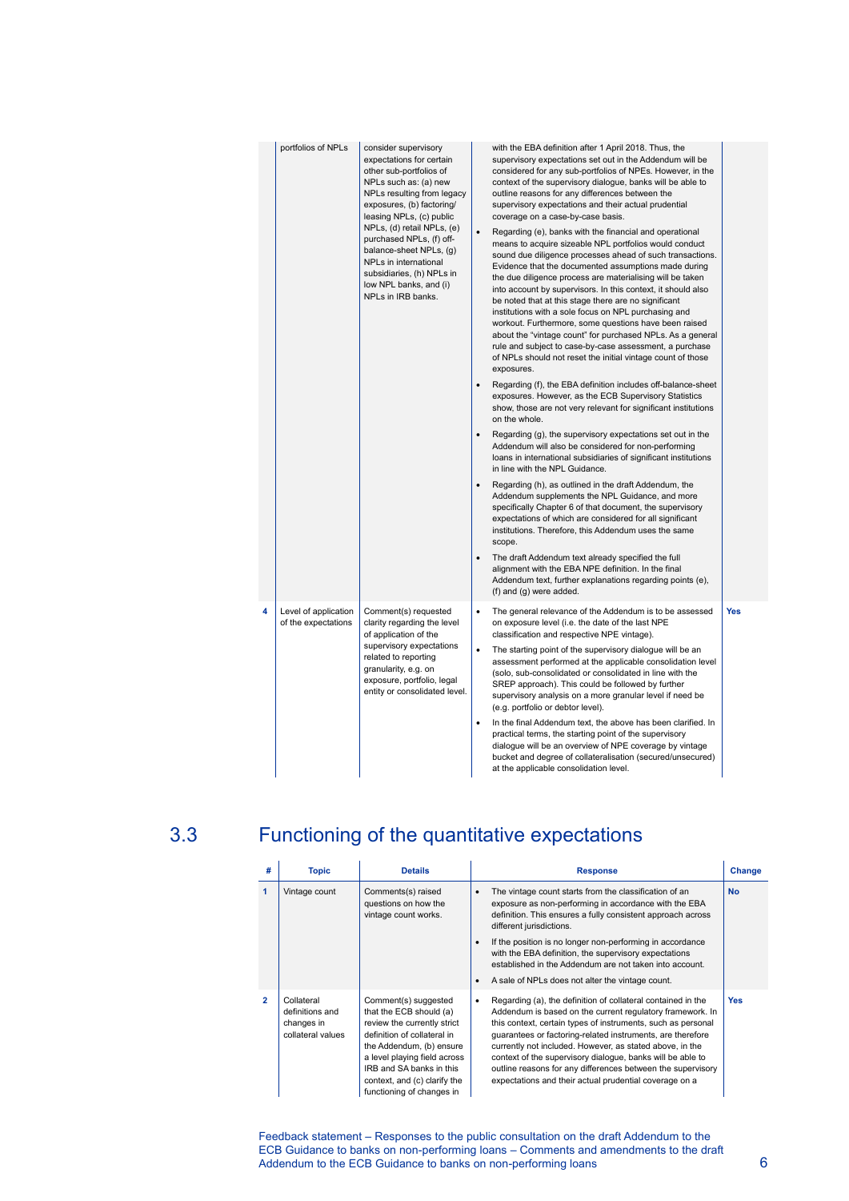| # | Topic | Details | Response | Change |
|---|---|---|---|---|
| | portfolios of NPLs | consider supervisory expectations for certain other sub-portfolios of NPLs such as: (a) new NPLs resulting from legacy exposures, (b) factoring/ leasing NPLs, (c) public NPLs, (d) retail NPLs, (e) purchased NPLs, (f) off-balance-sheet NPLs, (g) NPLs in international subsidiaries, (h) NPLs in low NPL banks, and (i) NPLs in IRB banks. | with the EBA definition after 1 April 2018. Thus, the supervisory expectations set out in the Addendum will be considered for any sub-portfolios of NPEs. However, in the context of the supervisory dialogue, banks will be able to outline reasons for any differences between the supervisory expectations and their actual prudential coverage on a case-by-case basis.<br>• Regarding (e), banks with the financial and operational means to acquire sizeable NPL portfolios would conduct sound due diligence processes ahead of such transactions. Evidence that the documented assumptions made during the due diligence process are materialising will be taken into account by supervisors. In this context, it should also be noted that at this stage there are no significant institutions with a sole focus on NPL purchasing and workout. Furthermore, some questions have been raised about the "vintage count" for purchased NPLs. As a general rule and subject to case-by-case assessment, a purchase of NPLs should not reset the initial vintage count of those exposures.<br>• Regarding (f), the EBA definition includes off-balance-sheet exposures. However, as the ECB Supervisory Statistics show, those are not very relevant for significant institutions on the whole.<br>• Regarding (g), the supervisory expectations set out in the Addendum will also be considered for non-performing loans in international subsidiaries of significant institutions in line with the NPL Guidance.<br>• Regarding (h), as outlined in the draft Addendum, the Addendum supplements the NPL Guidance, and more specifically Chapter 6 of that document, the supervisory expectations of which are considered for all significant institutions. Therefore, this Addendum uses the same scope.<br>• The draft Addendum text already specified the full alignment with the EBA NPE definition. In the final Addendum text, further explanations regarding points (e), (f) and (g) were added. | |
| 4 | Level of application of the expectations | Comment(s) requested clarity regarding the level of application of the supervisory expectations related to reporting granularity, e.g. on exposure, portfolio, legal entity or consolidated level. | • The general relevance of the Addendum is to be assessed on exposure level (i.e. the date of the last NPE classification and respective NPE vintage).<br>• The starting point of the supervisory dialogue will be an assessment performed at the applicable consolidation level (solo, sub-consolidated or consolidated in line with the SREP approach). This could be followed by further supervisory analysis on a more granular level if need be (e.g. portfolio or debtor level).<br>• In the final Addendum text, the above has been clarified. In practical terms, the starting point of the supervisory dialogue will be an overview of NPE coverage by vintage bucket and degree of collateralisation (secured/unsecured) at the applicable consolidation level. | Yes |

## 3.3 Functioning of the quantitative expectations

| # | Topic | Details | Response | Change |
|---|---|---|---|---|
| 1 | Vintage count | Comments(s) raised questions on how the vintage count works. | • The vintage count starts from the classification of an exposure as non-performing in accordance with the EBA definition. This ensures a fully consistent approach across different jurisdictions.<br>• If the position is no longer non-performing in accordance with the EBA definition, the supervisory expectations established in the Addendum are not taken into account.<br>• A sale of NPLs does not alter the vintage count. | No |
| 2 | Collateral definitions and changes in collateral values | Comment(s) suggested that the ECB should (a) review the currently strict definition of collateral in the Addendum, (b) ensure a level playing field across IRB and SA banks in this context, and (c) clarify the functioning of changes in | • Regarding (a), the definition of collateral contained in the Addendum is based on the current regulatory framework. In this context, certain types of instruments, such as personal guarantees or factoring-related instruments, are therefore currently not included. However, as stated above, in the context of the supervisory dialogue, banks will be able to outline reasons for any differences between the supervisory expectations and their actual prudential coverage on a | Yes |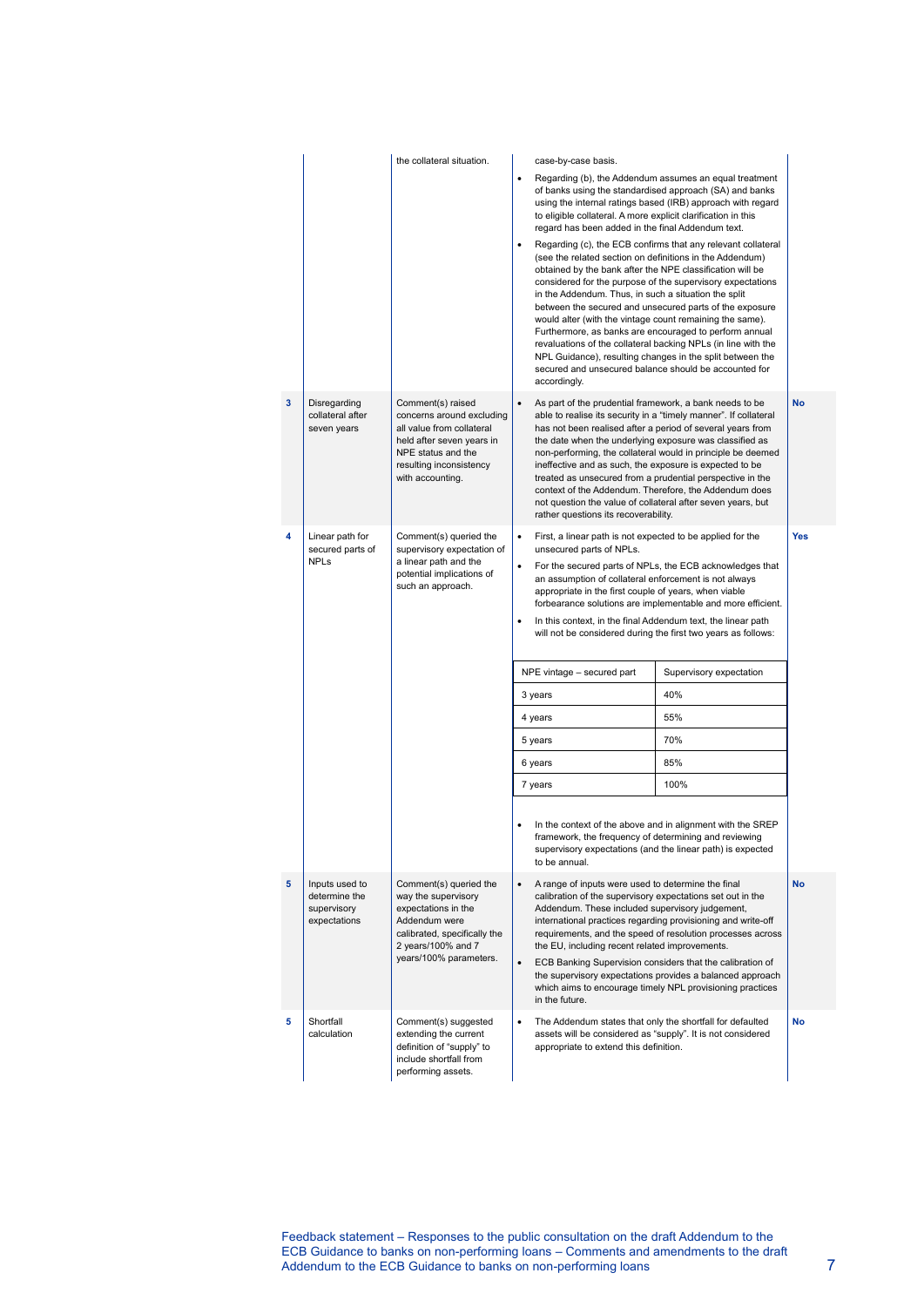| | | | | |
|---|---|---|---|---|
| | | the collateral situation. | case-by-case basis.<br>• Regarding (b), the Addendum assumes an equal treatment of banks using the standardised approach (SA) and banks using the internal ratings based (IRB) approach with regard to eligible collateral. A more explicit clarification in this regard has been added in the final Addendum text.<br>• Regarding (c), the ECB confirms that any relevant collateral (see the related section on definitions in the Addendum) obtained by the bank after the NPE classification will be considered for the purpose of the supervisory expectations in the Addendum. Thus, in such a situation the split between the secured and unsecured parts of the exposure would alter (with the vintage count remaining the same). Furthermore, as banks are encouraged to perform annual revaluations of the collateral backing NPLs (in line with the NPL Guidance), resulting changes in the split between the secured and unsecured balance should be accounted for accordingly. | |
| **3** | Disregarding collateral after seven years | Comment(s) raised concerns around excluding all value from collateral held after seven years in NPE status and the resulting inconsistency with accounting. | • As part of the prudential framework, a bank needs to be able to realise its security in a "timely manner". If collateral has not been realised after a period of several years from the date when the underlying exposure was classified as non-performing, the collateral would in principle be deemed ineffective and as such, the exposure is expected to be treated as unsecured from a prudential perspective in the context of the Addendum. Therefore, the Addendum does not question the value of collateral after seven years, but rather questions its recoverability. | **No** |
| **4** | Linear path for secured parts of NPLs | Comment(s) queried the supervisory expectation of a linear path and the potential implications of such an approach. | • First, a linear path is not expected to be applied for the unsecured parts of NPLs.<br>• For the secured parts of NPLs, the ECB acknowledges that an assumption of collateral enforcement is not always appropriate in the first couple of years, when viable forbearance solutions are implementable and more efficient.<br>• In this context, in the final Addendum text, the linear path will not be considered during the first two years as follows:<br><br>NPE vintage – secured part: Supervisory expectation<br>3 years: 40%<br>4 years: 55%<br>5 years: 70%<br>6 years: 85%<br>7 years: 100%<br><br>• In the context of the above and in alignment with the SREP framework, the frequency of determining and reviewing supervisory expectations (and the linear path) is expected to be annual. | **Yes** |
| **5** | Inputs used to determine the supervisory expectations | Comment(s) queried the way the supervisory expectations in the Addendum were calibrated, specifically the 2 years/100% and 7 years/100% parameters. | • A range of inputs were used to determine the final calibration of the supervisory expectations set out in the Addendum. These included supervisory judgement, international practices regarding provisioning and write-off requirements, and the speed of resolution processes across the EU, including recent related improvements.<br>• ECB Banking Supervision considers that the calibration of the supervisory expectations provides a balanced approach which aims to encourage timely NPL provisioning practices in the future. | **No** |
| **5** | Shortfall calculation | Comment(s) suggested extending the current definition of "supply" to include shortfall from performing assets. | • The Addendum states that only the shortfall for defaulted assets will be considered as "supply". It is not considered appropriate to extend this definition. | **No** |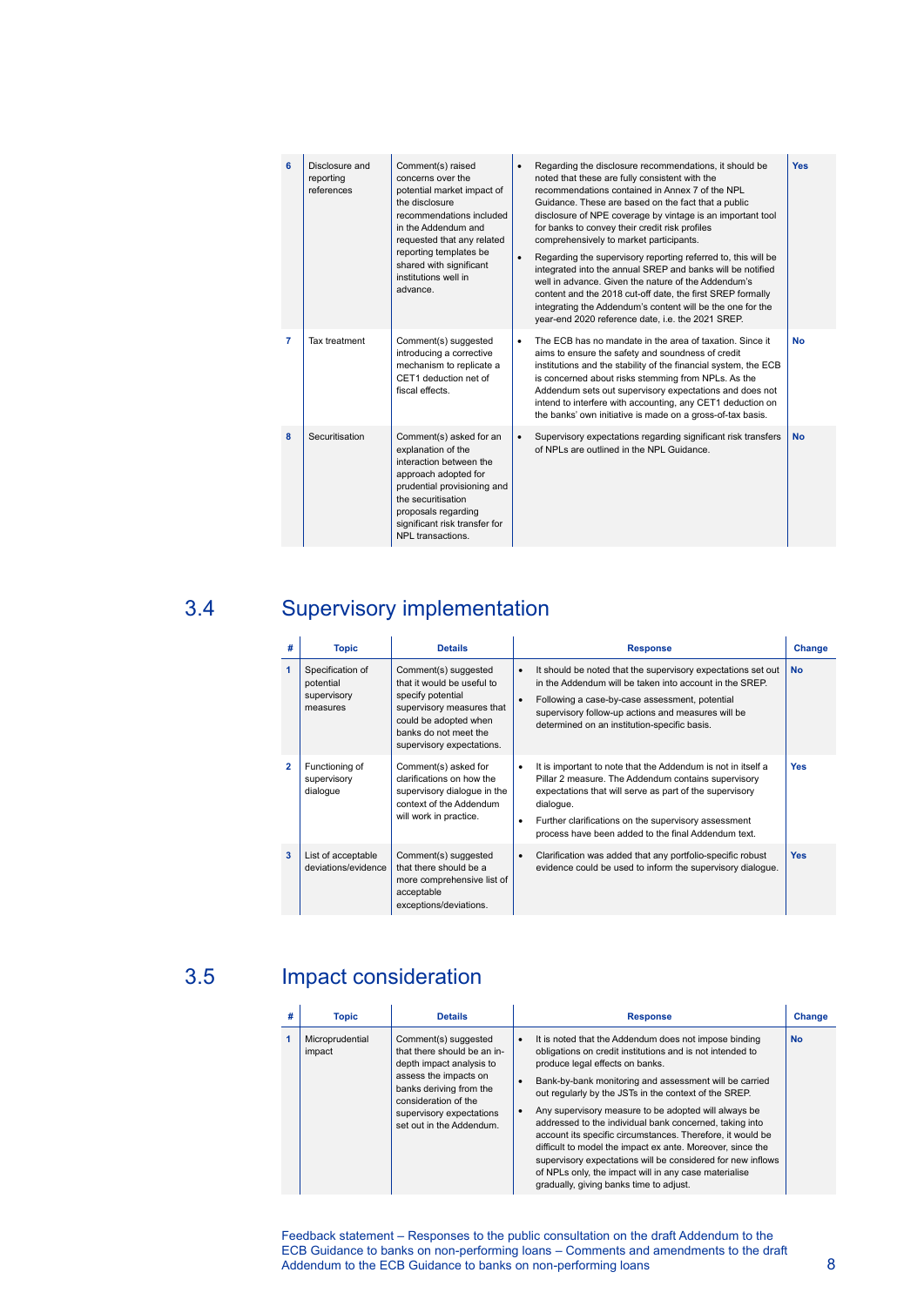| # | Topic | Details | Response | Change |
|---|---|---|---|---|
| 6 | Disclosure and reporting references | Comment(s) raised concerns over the potential market impact of the disclosure recommendations included in the Addendum and requested that any related reporting templates be shared with significant institutions well in advance. | • Regarding the disclosure recommendations, it should be noted that these are fully consistent with the recommendations contained in Annex 7 of the NPL Guidance. These are based on the fact that a public disclosure of NPE coverage by vintage is an important tool for banks to convey their credit risk profiles comprehensively to market participants.<br>• Regarding the supervisory reporting referred to, this will be integrated into the annual SREP and banks will be notified well in advance. Given the nature of the Addendum's content and the 2018 cut-off date, the first SREP formally integrating the Addendum's content will be the one for the year-end 2020 reference date, i.e. the 2021 SREP. | Yes |
| 7 | Tax treatment | Comment(s) suggested introducing a corrective mechanism to replicate a CET1 deduction net of fiscal effects. | • The ECB has no mandate in the area of taxation. Since it aims to ensure the safety and soundness of credit institutions and the stability of the financial system, the ECB is concerned about risks stemming from NPLs. As the Addendum sets out supervisory expectations and does not intend to interfere with accounting, any CET1 deduction on the banks' own initiative is made on a gross-of-tax basis. | No |
| 8 | Securitisation | Comment(s) asked for an explanation of the interaction between the approach adopted for prudential provisioning and the securitisation proposals regarding significant risk transfer for NPL transactions. | • Supervisory expectations regarding significant risk transfers of NPLs are outlined in the NPL Guidance. | No |

## 3.4 Supervisory implementation

| # | Topic | Details | Response | Change |
|---|---|---|---|---|
| 1 | Specification of potential supervisory measures | Comment(s) suggested that it would be useful to specify potential supervisory measures that could be adopted when banks do not meet the supervisory expectations. | • It should be noted that the supervisory expectations set out in the Addendum will be taken into account in the SREP.<br>• Following a case-by-case assessment, potential supervisory follow-up actions and measures will be determined on an institution-specific basis. | No |
| 2 | Functioning of supervisory dialogue | Comment(s) asked for clarifications on how the supervisory dialogue in the context of the Addendum will work in practice. | • It is important to note that the Addendum is not in itself a Pillar 2 measure. The Addendum contains supervisory expectations that will serve as part of the supervisory dialogue.<br>• Further clarifications on the supervisory assessment process have been added to the final Addendum text. | Yes |
| 3 | List of acceptable deviations/evidence | Comment(s) suggested that there should be a more comprehensive list of acceptable exceptions/deviations. | • Clarification was added that any portfolio-specific robust evidence could be used to inform the supervisory dialogue. | Yes |

## 3.5 Impact consideration

| # | Topic | Details | Response | Change |
|---|---|---|---|---|
| 1 | Microprudential impact | Comment(s) suggested that there should be an in-depth impact analysis to assess the impacts on banks deriving from the consideration of the supervisory expectations set out in the Addendum. | • It is noted that the Addendum does not impose binding obligations on credit institutions and is not intended to produce legal effects on banks.<br>• Bank-by-bank monitoring and assessment will be carried out regularly by the JSTs in the context of the SREP.<br>• Any supervisory measure to be adopted will always be addressed to the individual bank concerned, taking into account its specific circumstances. Therefore, it would be difficult to model the impact ex ante. Moreover, since the supervisory expectations will be considered for new inflows of NPLs only, the impact will in any case materialise gradually, giving banks time to adjust. | No |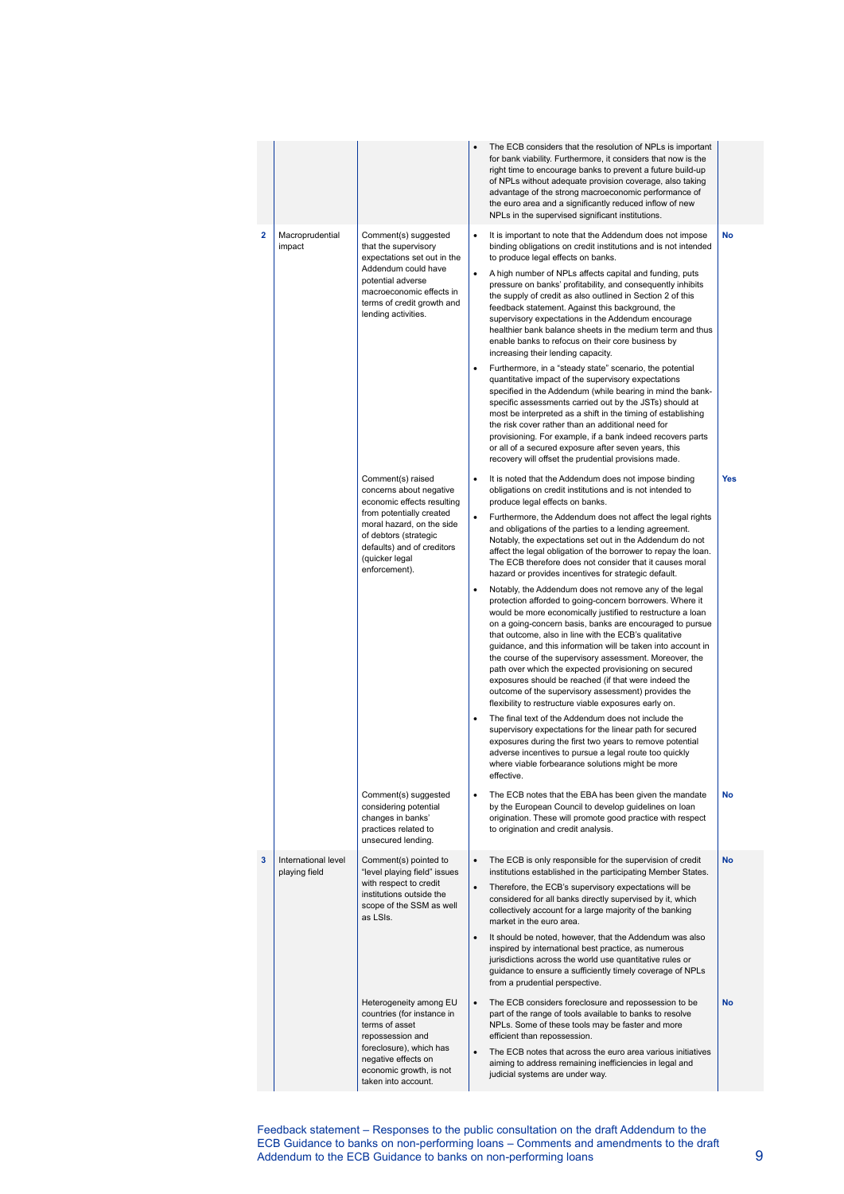| | | | | |
|---|---|---|---|---|
| | | | • The ECB considers that the resolution of NPLs is important for bank viability. Furthermore, it considers that now is the right time to encourage banks to prevent a future build-up of NPLs without adequate provision coverage, also taking advantage of the strong macroeconomic performance of the euro area and a significantly reduced inflow of new NPLs in the supervised significant institutions. | |
| **2** | Macroprudential impact | Comment(s) suggested that the supervisory expectations set out in the Addendum could have potential adverse macroeconomic effects in terms of credit growth and lending activities. | • It is important to note that the Addendum does not impose binding obligations on credit institutions and is not intended to produce legal effects on banks.<br>• A high number of NPLs affects capital and funding, puts pressure on banks' profitability, and consequently inhibits the supply of credit as also outlined in Section 2 of this feedback statement. Against this background, the supervisory expectations in the Addendum encourage healthier bank balance sheets in the medium term and thus enable banks to refocus on their core business by increasing their lending capacity.<br>• Furthermore, in a "steady state" scenario, the potential quantitative impact of the supervisory expectations specified in the Addendum (while bearing in mind the bank-specific assessments carried out by the JSTs) should at most be interpreted as a shift in the timing of establishing the risk cover rather than an additional need for provisioning. For example, if a bank indeed recovers parts or all of a secured exposure after seven years, this recovery will offset the prudential provisions made. | **No** |
| | | Comment(s) raised concerns about negative economic effects resulting from potentially created moral hazard, on the side of debtors (strategic defaults) and of creditors (quicker legal enforcement). | • It is noted that the Addendum does not impose binding obligations on credit institutions and is not intended to produce legal effects on banks.<br>• Furthermore, the Addendum does not affect the legal rights and obligations of the parties to a lending agreement. Notably, the expectations set out in the Addendum do not affect the legal obligation of the borrower to repay the loan. The ECB therefore does not consider that it causes moral hazard or provides incentives for strategic default.<br>• Notably, the Addendum does not remove any of the legal protection afforded to going-concern borrowers. Where it would be more economically justified to restructure a loan on a going-concern basis, banks are encouraged to pursue that outcome, also in line with the ECB's qualitative guidance, and this information will be taken into account in the course of the supervisory assessment. Moreover, the path over which the expected provisioning on secured exposures should be reached (if that were indeed the outcome of the supervisory assessment) provides the flexibility to restructure viable exposures early on.<br>• The final text of the Addendum does not include the supervisory expectations for the linear path for secured exposures during the first two years to remove potential adverse incentives to pursue a legal route too quickly where viable forbearance solutions might be more effective. | **Yes** |
| | | Comment(s) suggested considering potential changes in banks' practices related to unsecured lending. | • The ECB notes that the EBA has been given the mandate by the European Council to develop guidelines on loan origination. These will promote good practice with respect to origination and credit analysis. | **No** |
| **3** | International level playing field | Comment(s) pointed to "level playing field" issues with respect to credit institutions outside the scope of the SSM as well as LSIs. | • The ECB is only responsible for the supervision of credit institutions established in the participating Member States.<br>• Therefore, the ECB's supervisory expectations will be considered for all banks directly supervised by it, which collectively account for a large majority of the banking market in the euro area.<br>• It should be noted, however, that the Addendum was also inspired by international best practice, as numerous jurisdictions across the world use quantitative rules or guidance to ensure a sufficiently timely coverage of NPLs from a prudential perspective. | **No** |
| | | Heterogeneity among EU countries (for instance in terms of asset repossession and foreclosure), which has negative effects on economic growth, is not taken into account. | • The ECB considers foreclosure and repossession to be part of the range of tools available to banks to resolve NPLs. Some of these tools may be faster and more efficient than repossession.<br>• The ECB notes that across the euro area various initiatives aiming to address remaining inefficiencies in legal and judicial systems are under way. | **No** |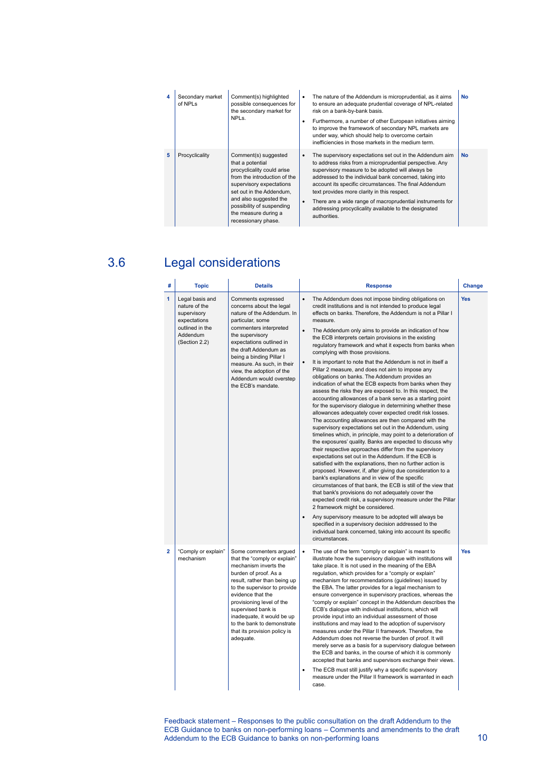| # | Topic | Details | Response | Change |
|---|---|---|---|---|
| 4 | Secondary market of NPLs | Comment(s) highlighted possible consequences for the secondary market for NPLs. | • The nature of the Addendum is microprudential, as it aims to ensure an adequate prudential coverage of NPL-related risk on a bank-by-bank basis. <br> • Furthermore, a number of other European initiatives aiming to improve the framework of secondary NPL markets are under way, which should help to overcome certain inefficiencies in those markets in the medium term. | No |
| 5 | Procyclicality | Comment(s) suggested that a potential procyclicality could arise from the introduction of the supervisory expectations set out in the Addendum, and also suggested the possibility of suspending the measure during a recessionary phase. | • The supervisory expectations set out in the Addendum aim to address risks from a microprudential perspective. Any supervisory measure to be adopted will always be addressed to the individual bank concerned, taking into account its specific circumstances. The final Addendum text provides more clarity in this respect. <br> • There are a wide range of macroprudential instruments for addressing procyclicality available to the designated authorities. | No |

## 3.6 Legal considerations

| # | Topic | Details | Response | Change |
|---|---|---|---|---|
| 1 | Legal basis and nature of the supervisory expectations outlined in the Addendum (Section 2.2) | Comments expressed concerns about the legal nature of the Addendum. In particular, some commenters interpreted the supervisory expectations outlined in the draft Addendum as being a binding Pillar I measure. As such, in their view, the adoption of the Addendum would overstep the ECB's mandate. | • The Addendum does not impose binding obligations on credit institutions and is not intended to produce legal effects on banks. Therefore, the Addendum is not a Pillar I measure. <br> • The Addendum only aims to provide an indication of how the ECB interprets certain provisions in the existing regulatory framework and what it expects from banks when complying with those provisions. <br> • It is important to note that the Addendum is not in itself a Pillar 2 measure, and does not aim to impose any obligations on banks. The Addendum provides an indication of what the ECB expects from banks when they assess the risks they are exposed to. In this respect, the accounting allowances of a bank serve as a starting point for the supervisory dialogue in determining whether these allowances adequately cover expected credit risk losses. The accounting allowances are then compared with the supervisory expectations set out in the Addendum, using timelines which, in principle, may point to a deterioration of the exposures' quality. Banks are expected to discuss why their respective approaches differ from the supervisory expectations set out in the Addendum. If the ECB is satisfied with the explanations, then no further action is proposed. However, if, after giving due consideration to a bank's explanations and in view of the specific circumstances of that bank, the ECB is still of the view that that bank's provisions do not adequately cover the expected credit risk, a supervisory measure under the Pillar 2 framework might be considered. <br> • Any supervisory measure to be adopted will always be specified in a supervisory decision addressed to the individual bank concerned, taking into account its specific circumstances. | Yes |
| 2 | "Comply or explain" mechanism | Some commenters argued that the "comply or explain" mechanism inverts the burden of proof. As a result, rather than being up to the supervisor to provide evidence that the provisioning level of the supervised bank is inadequate, it would be up to the bank to demonstrate that its provision policy is adequate. | • The use of the term "comply or explain" is meant to illustrate how the supervisory dialogue with institutions will take place. It is not used in the meaning of the EBA regulation, which provides for a "comply or explain" mechanism for recommendations (guidelines) issued by the EBA. The latter provides for a legal mechanism to ensure convergence in supervisory practices, whereas the "comply or explain" concept in the Addendum describes the ECB's dialogue with individual institutions, which will provide input into an individual assessment of those institutions and may lead to the adoption of supervisory measures under the Pillar II framework. Therefore, the Addendum does not reverse the burden of proof. It will merely serve as a basis for a supervisory dialogue between the ECB and banks, in the course of which it is commonly accepted that banks and supervisors exchange their views. <br> • The ECB must still justify why a specific supervisory measure under the Pillar II framework is warranted in each case. | Yes |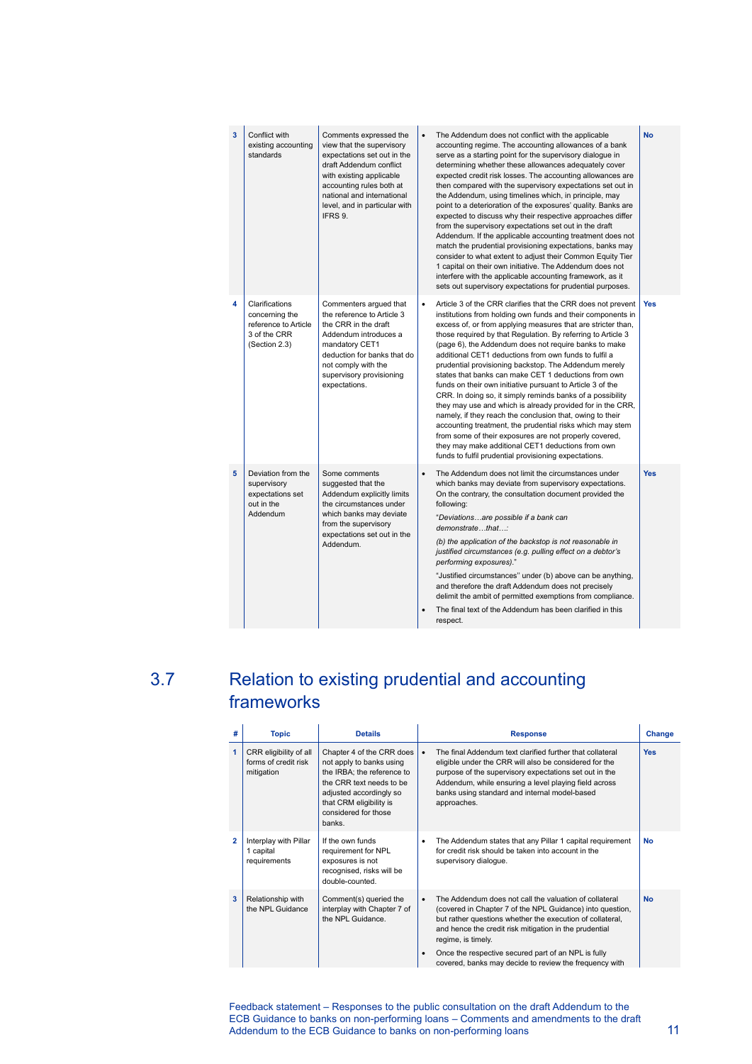| # | Topic | Details | Response | Change |
|---|---|---|---|---|
| 3 | Conflict with existing accounting standards | Comments expressed the view that the supervisory expectations set out in the draft Addendum conflict with existing applicable accounting rules both at national and international level, and in particular with IFRS 9. | • The Addendum does not conflict with the applicable accounting regime. The accounting allowances of a bank serve as a starting point for the supervisory dialogue in determining whether these allowances adequately cover expected credit risk losses. The accounting allowances are then compared with the supervisory expectations set out in the Addendum, using timelines which, in principle, may point to a deterioration of the exposures' quality. Banks are expected to discuss why their respective approaches differ from the supervisory expectations set out in the draft Addendum. If the applicable accounting treatment does not match the prudential provisioning expectations, banks may consider to what extent to adjust their Common Equity Tier 1 capital on their own initiative. The Addendum does not interfere with the applicable accounting framework, as it sets out supervisory expectations for prudential purposes. | No |
| 4 | Clarifications concerning the reference to Article 3 of the CRR (Section 2.3) | Commenters argued that the reference to Article 3 the CRR in the draft Addendum introduces a mandatory CET1 deduction for banks that do not comply with the supervisory provisioning expectations. | • Article 3 of the CRR clarifies that the CRR does not prevent institutions from holding own funds and their components in excess of, or from applying measures that are stricter than, those required by that Regulation. By referring to Article 3 (page 6), the Addendum does not require banks to make additional CET1 deductions from own funds to fulfil a prudential provisioning backstop. The Addendum merely states that banks can make CET 1 deductions from own funds on their own initiative pursuant to Article 3 of the CRR. In doing so, it simply reminds banks of a possibility they may use and which is already provided for in the CRR, namely, if they reach the conclusion that, owing to their accounting treatment, the prudential risks which may stem from some of their exposures are not properly covered, they may make additional CET1 deductions from own funds to fulfil prudential provisioning expectations. | Yes |
| 5 | Deviation from the supervisory expectations set out in the Addendum | Some comments suggested that the Addendum explicitly limits the circumstances under which banks may deviate from the supervisory expectations set out in the Addendum. | • The Addendum does not limit the circumstances under which banks may deviate from supervisory expectations. On the contrary, the consultation document provided the following:<br>"*Deviations…are possible if a bank can demonstrate…that…:*<br>*(b) the application of the backstop is not reasonable in justified circumstances (e.g. pulling effect on a debtor's performing exposures).*"<br>"Justified circumstances" under (b) above can be anything, and therefore the draft Addendum does not precisely delimit the ambit of permitted exemptions from compliance.<br>• The final text of the Addendum has been clarified in this respect. | Yes |

## 3.7 Relation to existing prudential and accounting frameworks

| # | Topic | Details | Response | Change |
|---|---|---|---|---|
| 1 | CRR eligibility of all forms of credit risk mitigation | Chapter 4 of the CRR does not apply to banks using the IRBA; the reference to the CRR text needs to be adjusted accordingly so that CRM eligibility is considered for those banks. | • The final Addendum text clarified further that collateral eligible under the CRR will also be considered for the purpose of the supervisory expectations set out in the Addendum, while ensuring a level playing field across banks using standard and internal model-based approaches. | Yes |
| 2 | Interplay with Pillar 1 capital requirements | If the own funds requirement for NPL exposures is not recognised, risks will be double-counted. | • The Addendum states that any Pillar 1 capital requirement for credit risk should be taken into account in the supervisory dialogue. | No |
| 3 | Relationship with the NPL Guidance | Comment(s) queried the interplay with Chapter 7 of the NPL Guidance. | • The Addendum does not call the valuation of collateral (covered in Chapter 7 of the NPL Guidance) into question, but rather questions whether the execution of collateral, and hence the credit risk mitigation in the prudential regime, is timely.<br>• Once the respective secured part of an NPL is fully covered, banks may decide to review the frequency with | No |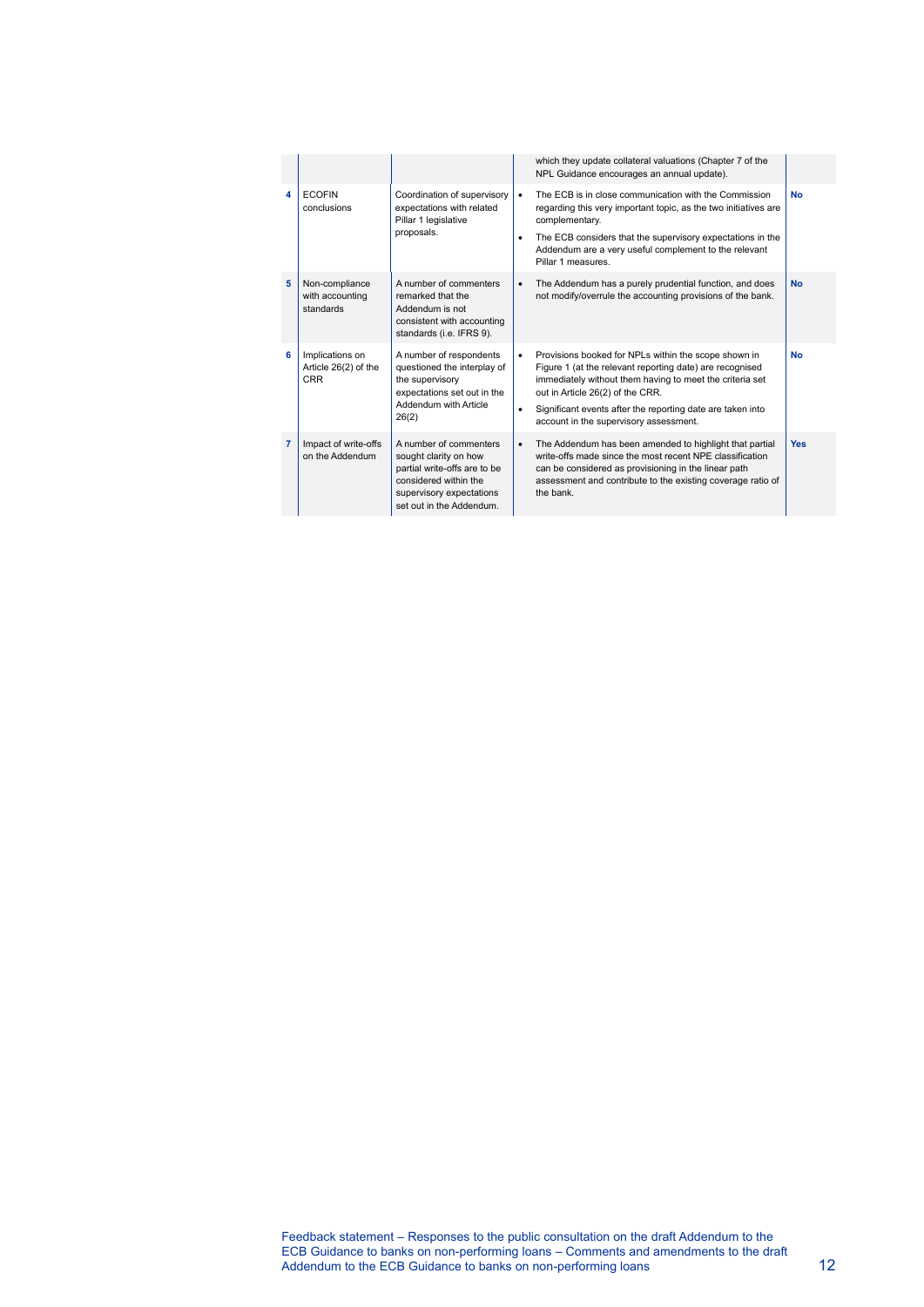| | | | | |
|---|---|---|---|---|
| | | | which they update collateral valuations (Chapter 7 of the NPL Guidance encourages an annual update). | |
| 4 | ECOFIN conclusions | Coordination of supervisory expectations with related Pillar 1 legislative proposals. | • The ECB is in close communication with the Commission regarding this very important topic, as the two initiatives are complementary.<br>• The ECB considers that the supervisory expectations in the Addendum are a very useful complement to the relevant Pillar 1 measures. | **No** |
| 5 | Non-compliance with accounting standards | A number of commenters remarked that the Addendum is not consistent with accounting standards (i.e. IFRS 9). | • The Addendum has a purely prudential function, and does not modify/overrule the accounting provisions of the bank. | **No** |
| 6 | Implications on Article 26(2) of the CRR | A number of respondents questioned the interplay of the supervisory expectations set out in the Addendum with Article 26(2) | • Provisions booked for NPLs within the scope shown in Figure 1 (at the relevant reporting date) are recognised immediately without them having to meet the criteria set out in Article 26(2) of the CRR.<br>• Significant events after the reporting date are taken into account in the supervisory assessment. | **No** |
| 7 | Impact of write-offs on the Addendum | A number of commenters sought clarity on how partial write-offs are to be considered within the supervisory expectations set out in the Addendum. | • The Addendum has been amended to highlight that partial write-offs made since the most recent NPE classification can be considered as provisioning in the linear path assessment and contribute to the existing coverage ratio of the bank. | **Yes** |